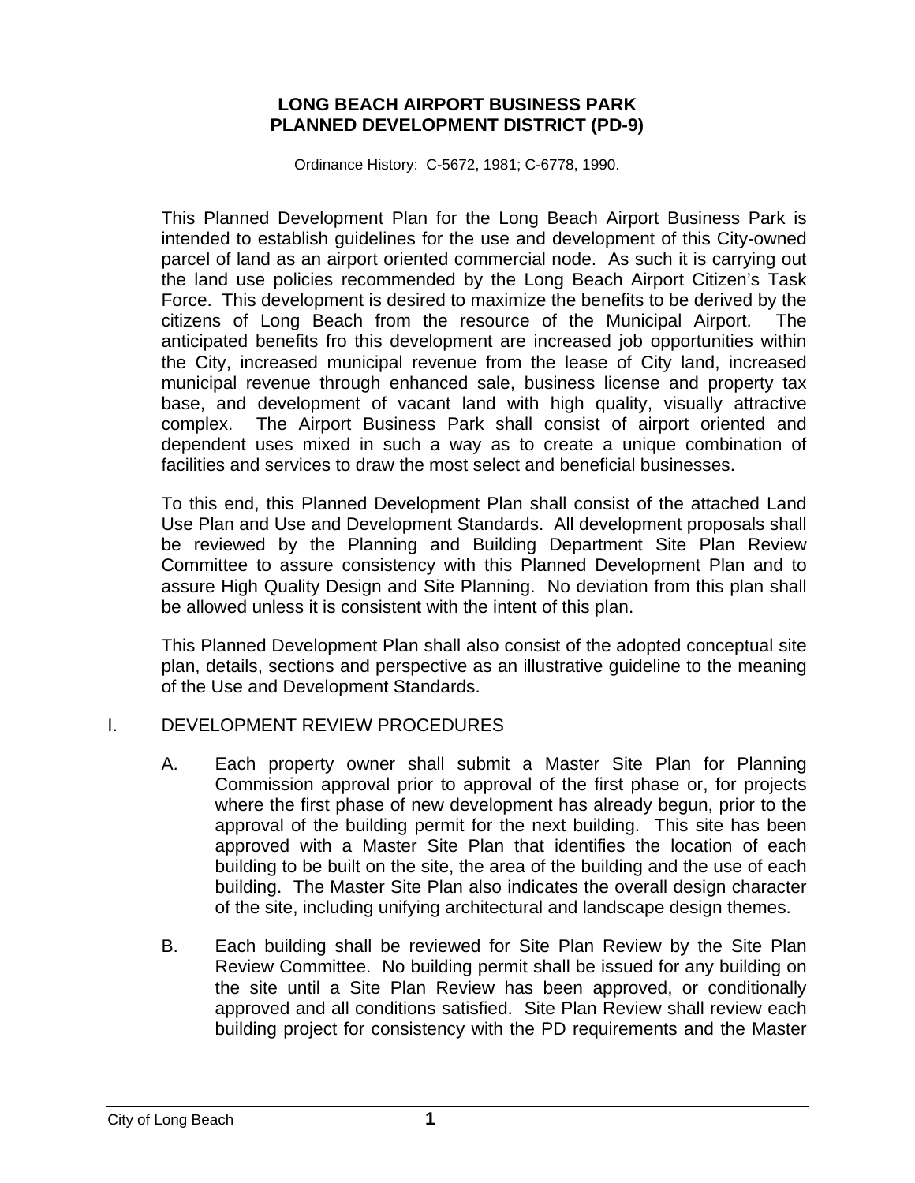# LONG BEACH AIRPORT BUSINESS PARK
# PLANNED DEVELOPMENT DISTRICT (PD-9)

Ordinance History: C-5672, 1981; C-6778, 1990.

This Planned Development Plan for the Long Beach Airport Business Park is intended to establish guidelines for the use and development of this City-owned parcel of land as an airport oriented commercial node. As such it is carrying out the land use policies recommended by the Long Beach Airport Citizen's Task Force. This development is desired to maximize the benefits to be derived by the citizens of Long Beach from the resource of the Municipal Airport. The anticipated benefits fro this development are increased job opportunities within the City, increased municipal revenue from the lease of City land, increased municipal revenue through enhanced sale, business license and property tax base, and development of vacant land with high quality, visually attractive complex. The Airport Business Park shall consist of airport oriented and dependent uses mixed in such a way as to create a unique combination of facilities and services to draw the most select and beneficial businesses.

To this end, this Planned Development Plan shall consist of the attached Land Use Plan and Use and Development Standards. All development proposals shall be reviewed by the Planning and Building Department Site Plan Review Committee to assure consistency with this Planned Development Plan and to assure High Quality Design and Site Planning. No deviation from this plan shall be allowed unless it is consistent with the intent of this plan.

This Planned Development Plan shall also consist of the adopted conceptual site plan, details, sections and perspective as an illustrative guideline to the meaning of the Use and Development Standards.

## I. DEVELOPMENT REVIEW PROCEDURES

A. Each property owner shall submit a Master Site Plan for Planning Commission approval prior to approval of the first phase or, for projects where the first phase of new development has already begun, prior to the approval of the building permit for the next building. This site has been approved with a Master Site Plan that identifies the location of each building to be built on the site, the area of the building and the use of each building. The Master Site Plan also indicates the overall design character of the site, including unifying architectural and landscape design themes.

B. Each building shall be reviewed for Site Plan Review by the Site Plan Review Committee. No building permit shall be issued for any building on the site until a Site Plan Review has been approved, or conditionally approved and all conditions satisfied. Site Plan Review shall review each building project for consistency with the PD requirements and the Master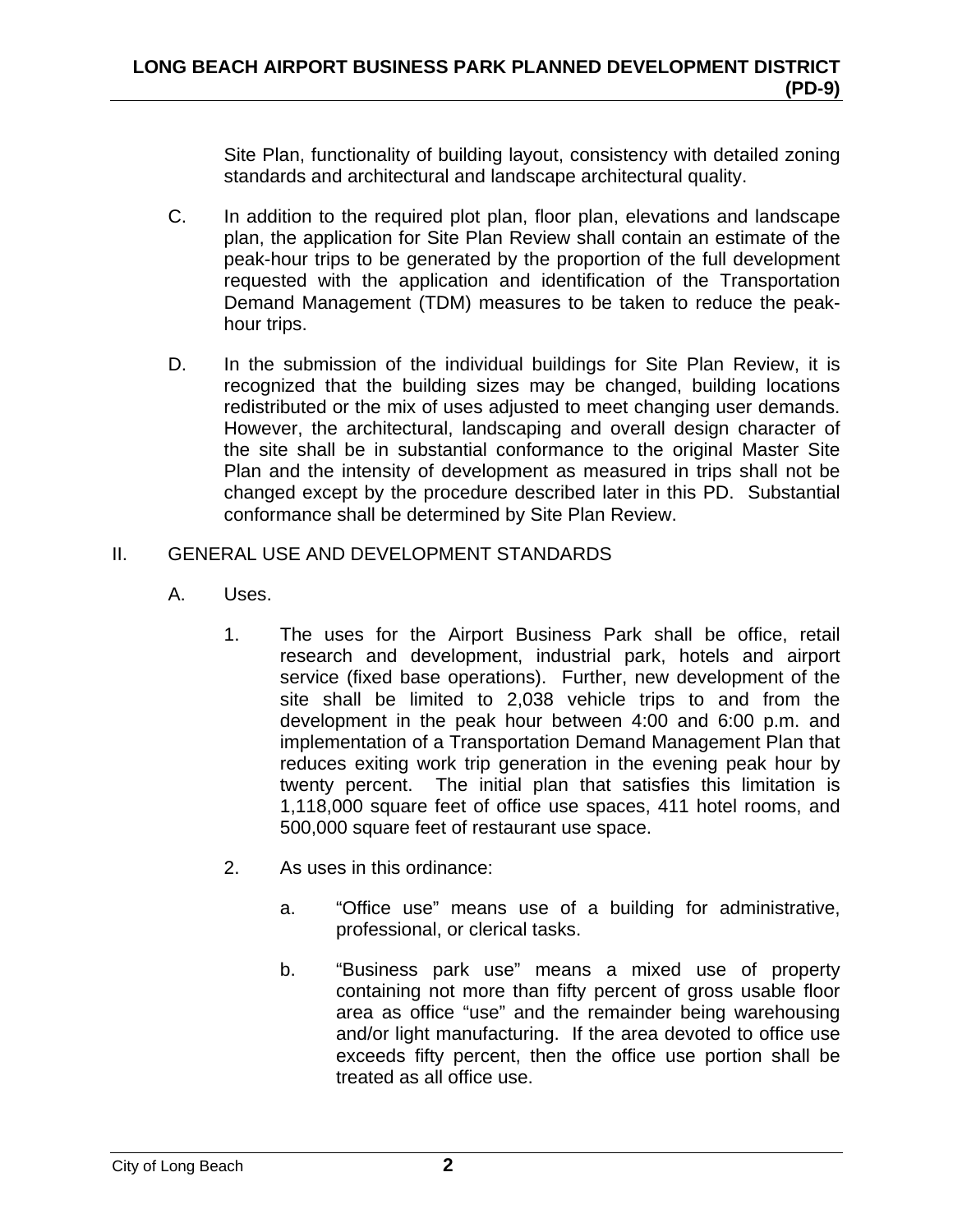Site Plan, functionality of building layout, consistency with detailed zoning standards and architectural and landscape architectural quality.

C. In addition to the required plot plan, floor plan, elevations and landscape plan, the application for Site Plan Review shall contain an estimate of the peak-hour trips to be generated by the proportion of the full development requested with the application and identification of the Transportation Demand Management (TDM) measures to be taken to reduce the peak-hour trips.

D. In the submission of the individual buildings for Site Plan Review, it is recognized that the building sizes may be changed, building locations redistributed or the mix of uses adjusted to meet changing user demands. However, the architectural, landscaping and overall design character of the site shall be in substantial conformance to the original Master Site Plan and the intensity of development as measured in trips shall not be changed except by the procedure described later in this PD. Substantial conformance shall be determined by Site Plan Review.

II. GENERAL USE AND DEVELOPMENT STANDARDS

A. Uses.

1. The uses for the Airport Business Park shall be office, retail research and development, industrial park, hotels and airport service (fixed base operations). Further, new development of the site shall be limited to 2,038 vehicle trips to and from the development in the peak hour between 4:00 and 6:00 p.m. and implementation of a Transportation Demand Management Plan that reduces exiting work trip generation in the evening peak hour by twenty percent. The initial plan that satisfies this limitation is 1,118,000 square feet of office use spaces, 411 hotel rooms, and 500,000 square feet of restaurant use space.

2. As uses in this ordinance:

a. "Office use" means use of a building for administrative, professional, or clerical tasks.

b. "Business park use" means a mixed use of property containing not more than fifty percent of gross usable floor area as office "use" and the remainder being warehousing and/or light manufacturing. If the area devoted to office use exceeds fifty percent, then the office use portion shall be treated as all office use.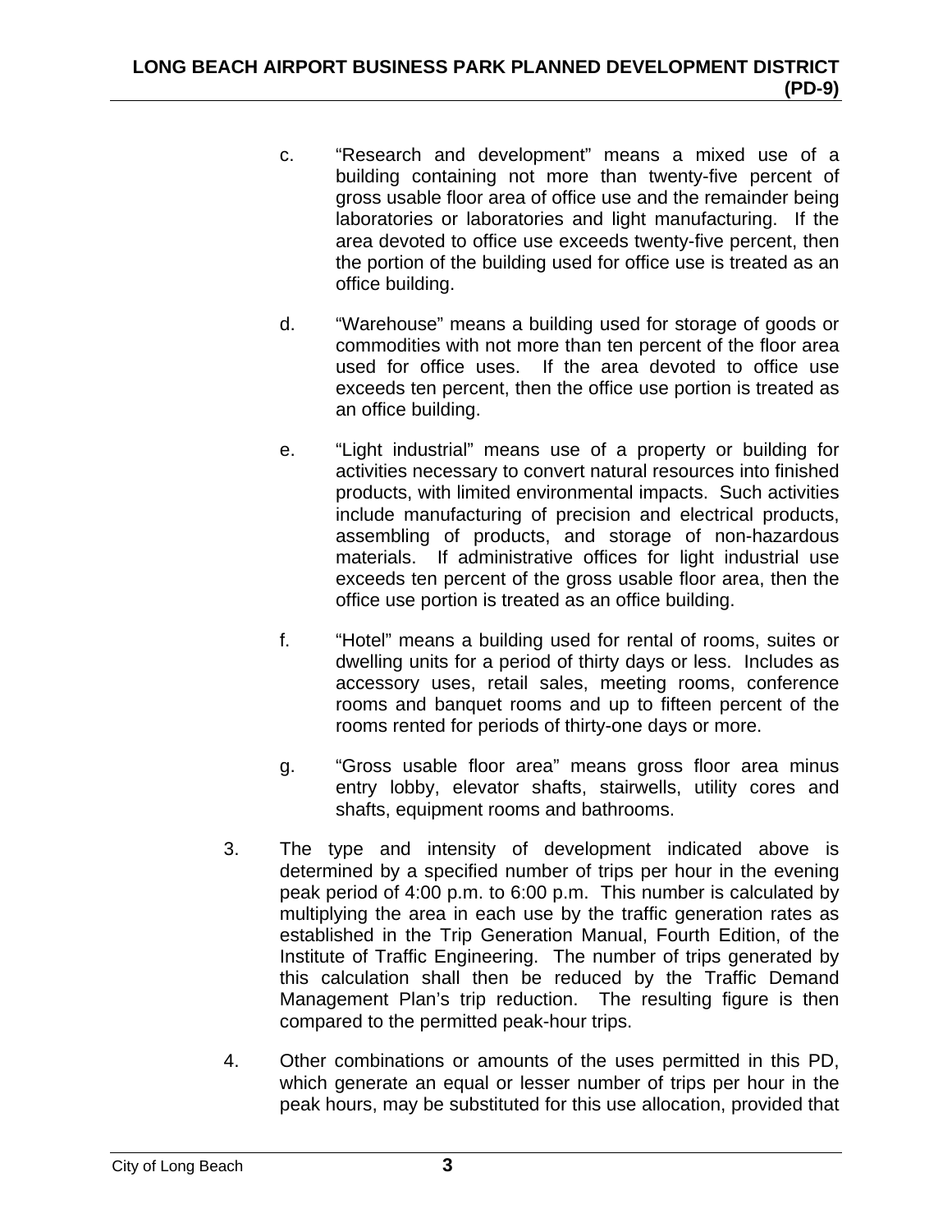c. "Research and development" means a mixed use of a building containing not more than twenty-five percent of gross usable floor area of office use and the remainder being laboratories or laboratories and light manufacturing. If the area devoted to office use exceeds twenty-five percent, then the portion of the building used for office use is treated as an office building.

d. "Warehouse" means a building used for storage of goods or commodities with not more than ten percent of the floor area used for office uses. If the area devoted to office use exceeds ten percent, then the office use portion is treated as an office building.

e. "Light industrial" means use of a property or building for activities necessary to convert natural resources into finished products, with limited environmental impacts. Such activities include manufacturing of precision and electrical products, assembling of products, and storage of non-hazardous materials. If administrative offices for light industrial use exceeds ten percent of the gross usable floor area, then the office use portion is treated as an office building.

f. "Hotel" means a building used for rental of rooms, suites or dwelling units for a period of thirty days or less. Includes as accessory uses, retail sales, meeting rooms, conference rooms and banquet rooms and up to fifteen percent of the rooms rented for periods of thirty-one days or more.

g. "Gross usable floor area" means gross floor area minus entry lobby, elevator shafts, stairwells, utility cores and shafts, equipment rooms and bathrooms.

3. The type and intensity of development indicated above is determined by a specified number of trips per hour in the evening peak period of 4:00 p.m. to 6:00 p.m. This number is calculated by multiplying the area in each use by the traffic generation rates as established in the Trip Generation Manual, Fourth Edition, of the Institute of Traffic Engineering. The number of trips generated by this calculation shall then be reduced by the Traffic Demand Management Plan's trip reduction. The resulting figure is then compared to the permitted peak-hour trips.

4. Other combinations or amounts of the uses permitted in this PD, which generate an equal or lesser number of trips per hour in the peak hours, may be substituted for this use allocation, provided that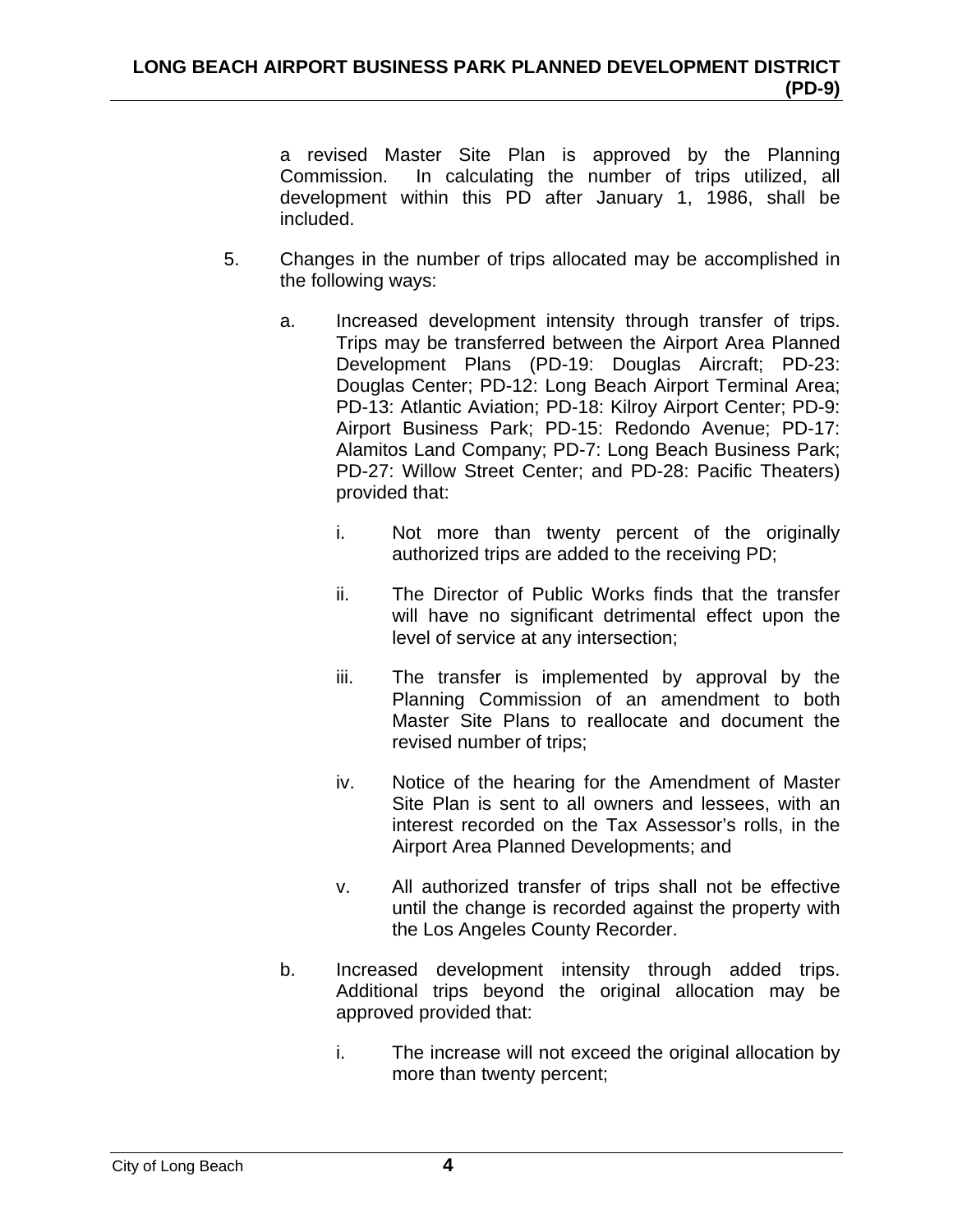a revised Master Site Plan is approved by the Planning Commission. In calculating the number of trips utilized, all development within this PD after January 1, 1986, shall be included.

5. Changes in the number of trips allocated may be accomplished in the following ways:

   a. Increased development intensity through transfer of trips. Trips may be transferred between the Airport Area Planned Development Plans (PD-19: Douglas Aircraft; PD-23: Douglas Center; PD-12: Long Beach Airport Terminal Area; PD-13: Atlantic Aviation; PD-18: Kilroy Airport Center; PD-9: Airport Business Park; PD-15: Redondo Avenue; PD-17: Alamitos Land Company; PD-7: Long Beach Business Park; PD-27: Willow Street Center; and PD-28: Pacific Theaters) provided that:

      i. Not more than twenty percent of the originally authorized trips are added to the receiving PD;

      ii. The Director of Public Works finds that the transfer will have no significant detrimental effect upon the level of service at any intersection;

      iii. The transfer is implemented by approval by the Planning Commission of an amendment to both Master Site Plans to reallocate and document the revised number of trips;

      iv. Notice of the hearing for the Amendment of Master Site Plan is sent to all owners and lessees, with an interest recorded on the Tax Assessor's rolls, in the Airport Area Planned Developments; and

      v. All authorized transfer of trips shall not be effective until the change is recorded against the property with the Los Angeles County Recorder.

   b. Increased development intensity through added trips. Additional trips beyond the original allocation may be approved provided that:

      i. The increase will not exceed the original allocation by more than twenty percent;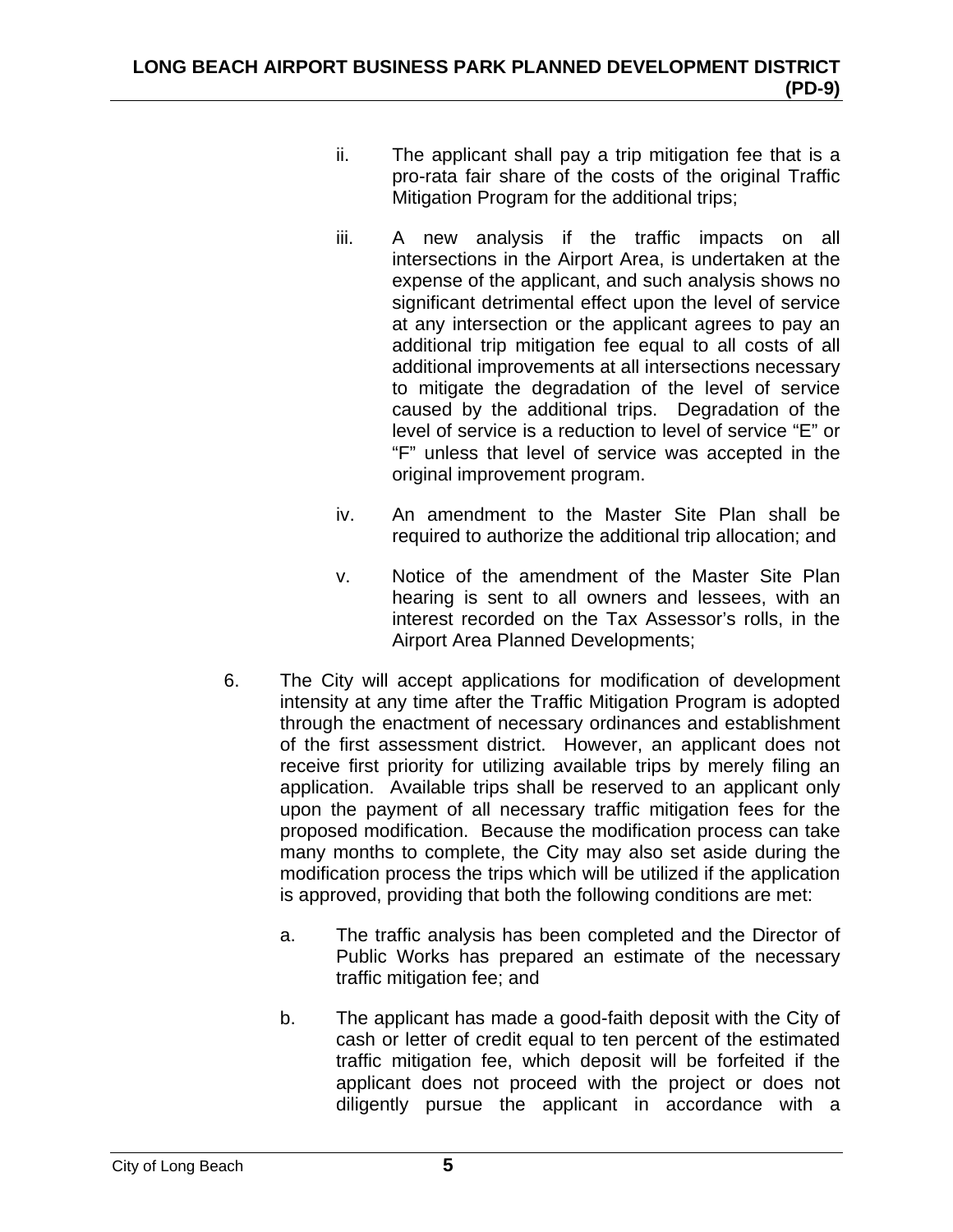ii. The applicant shall pay a trip mitigation fee that is a pro-rata fair share of the costs of the original Traffic Mitigation Program for the additional trips;

iii. A new analysis if the traffic impacts on all intersections in the Airport Area, is undertaken at the expense of the applicant, and such analysis shows no significant detrimental effect upon the level of service at any intersection or the applicant agrees to pay an additional trip mitigation fee equal to all costs of all additional improvements at all intersections necessary to mitigate the degradation of the level of service caused by the additional trips. Degradation of the level of service is a reduction to level of service "E" or "F" unless that level of service was accepted in the original improvement program.

iv. An amendment to the Master Site Plan shall be required to authorize the additional trip allocation; and

v. Notice of the amendment of the Master Site Plan hearing is sent to all owners and lessees, with an interest recorded on the Tax Assessor's rolls, in the Airport Area Planned Developments;

6. The City will accept applications for modification of development intensity at any time after the Traffic Mitigation Program is adopted through the enactment of necessary ordinances and establishment of the first assessment district. However, an applicant does not receive first priority for utilizing available trips by merely filing an application. Available trips shall be reserved to an applicant only upon the payment of all necessary traffic mitigation fees for the proposed modification. Because the modification process can take many months to complete, the City may also set aside during the modification process the trips which will be utilized if the application is approved, providing that both the following conditions are met:

   a. The traffic analysis has been completed and the Director of Public Works has prepared an estimate of the necessary traffic mitigation fee; and

   b. The applicant has made a good-faith deposit with the City of cash or letter of credit equal to ten percent of the estimated traffic mitigation fee, which deposit will be forfeited if the applicant does not proceed with the project or does not diligently pursue the applicant in accordance with a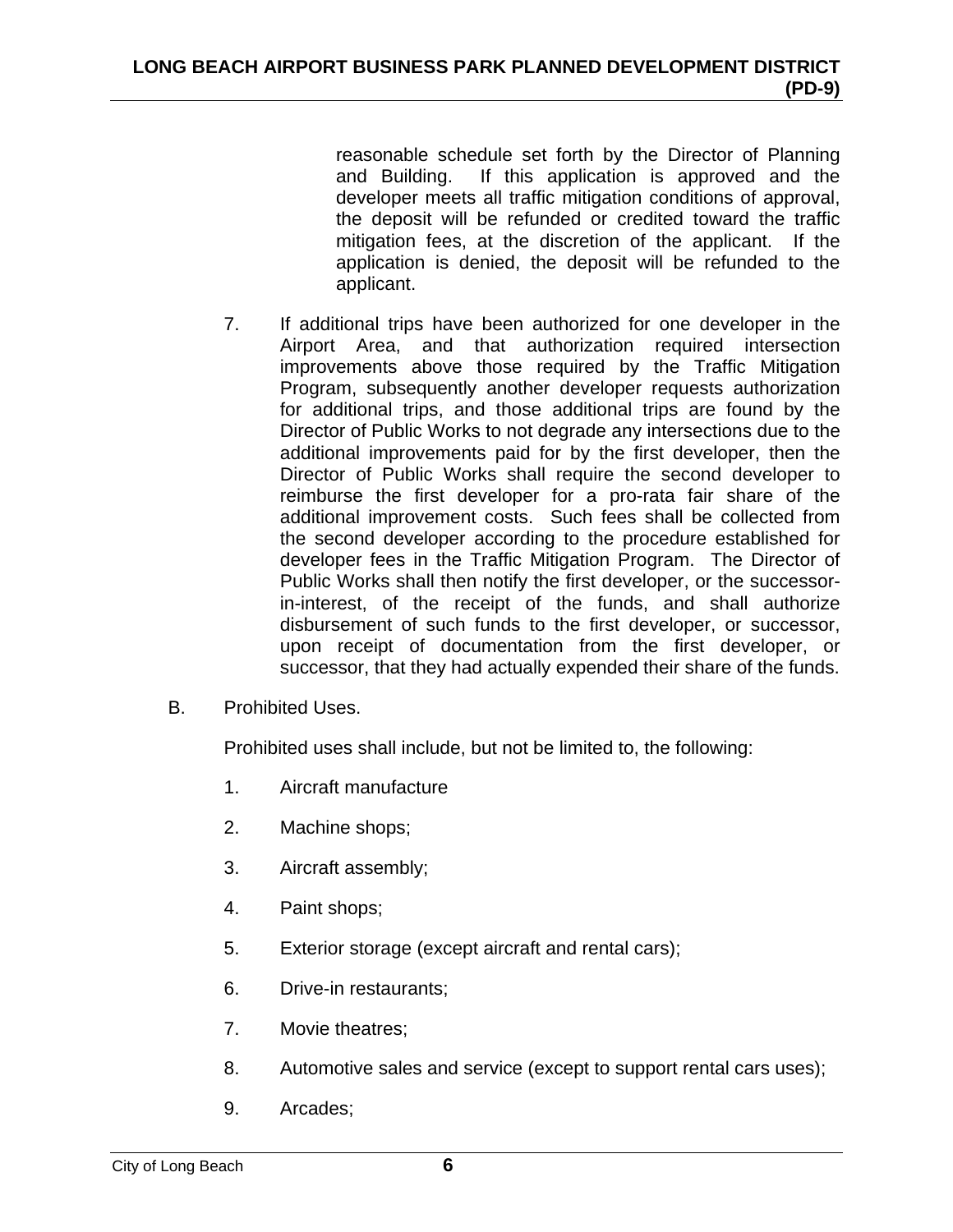reasonable schedule set forth by the Director of Planning and Building. If this application is approved and the developer meets all traffic mitigation conditions of approval, the deposit will be refunded or credited toward the traffic mitigation fees, at the discretion of the applicant. If the application is denied, the deposit will be refunded to the applicant.

7. If additional trips have been authorized for one developer in the Airport Area, and that authorization required intersection improvements above those required by the Traffic Mitigation Program, subsequently another developer requests authorization for additional trips, and those additional trips are found by the Director of Public Works to not degrade any intersections due to the additional improvements paid for by the first developer, then the Director of Public Works shall require the second developer to reimburse the first developer for a pro-rata fair share of the additional improvement costs. Such fees shall be collected from the second developer according to the procedure established for developer fees in the Traffic Mitigation Program. The Director of Public Works shall then notify the first developer, or the successor-in-interest, of the receipt of the funds, and shall authorize disbursement of such funds to the first developer, or successor, upon receipt of documentation from the first developer, or successor, that they had actually expended their share of the funds.

B. Prohibited Uses.

Prohibited uses shall include, but not be limited to, the following:

1. Aircraft manufacture
2. Machine shops;
3. Aircraft assembly;
4. Paint shops;
5. Exterior storage (except aircraft and rental cars);
6. Drive-in restaurants;
7. Movie theatres;
8. Automotive sales and service (except to support rental cars uses);
9. Arcades;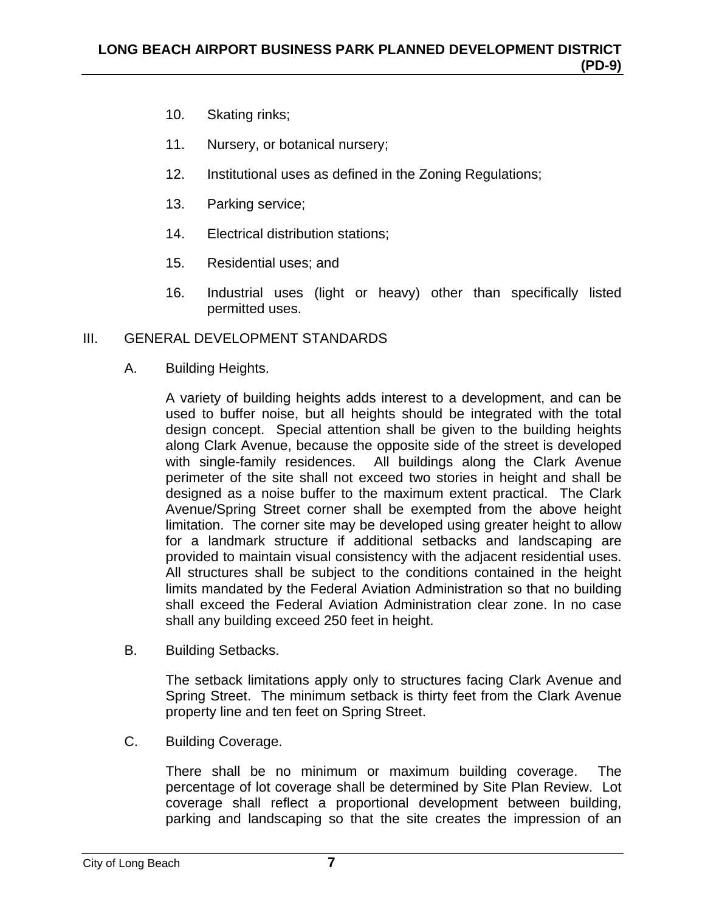10. Skating rinks;

11. Nursery, or botanical nursery;

12. Institutional uses as defined in the Zoning Regulations;

13. Parking service;

14. Electrical distribution stations;

15. Residential uses; and

16. Industrial uses (light or heavy) other than specifically listed permitted uses.

## III. GENERAL DEVELOPMENT STANDARDS

### A. Building Heights.

A variety of building heights adds interest to a development, and can be used to buffer noise, but all heights should be integrated with the total design concept. Special attention shall be given to the building heights along Clark Avenue, because the opposite side of the street is developed with single-family residences. All buildings along the Clark Avenue perimeter of the site shall not exceed two stories in height and shall be designed as a noise buffer to the maximum extent practical. The Clark Avenue/Spring Street corner shall be exempted from the above height limitation. The corner site may be developed using greater height to allow for a landmark structure if additional setbacks and landscaping are provided to maintain visual consistency with the adjacent residential uses. All structures shall be subject to the conditions contained in the height limits mandated by the Federal Aviation Administration so that no building shall exceed the Federal Aviation Administration clear zone. In no case shall any building exceed 250 feet in height.

### B. Building Setbacks.

The setback limitations apply only to structures facing Clark Avenue and Spring Street. The minimum setback is thirty feet from the Clark Avenue property line and ten feet on Spring Street.

### C. Building Coverage.

There shall be no minimum or maximum building coverage. The percentage of lot coverage shall be determined by Site Plan Review. Lot coverage shall reflect a proportional development between building, parking and landscaping so that the site creates the impression of an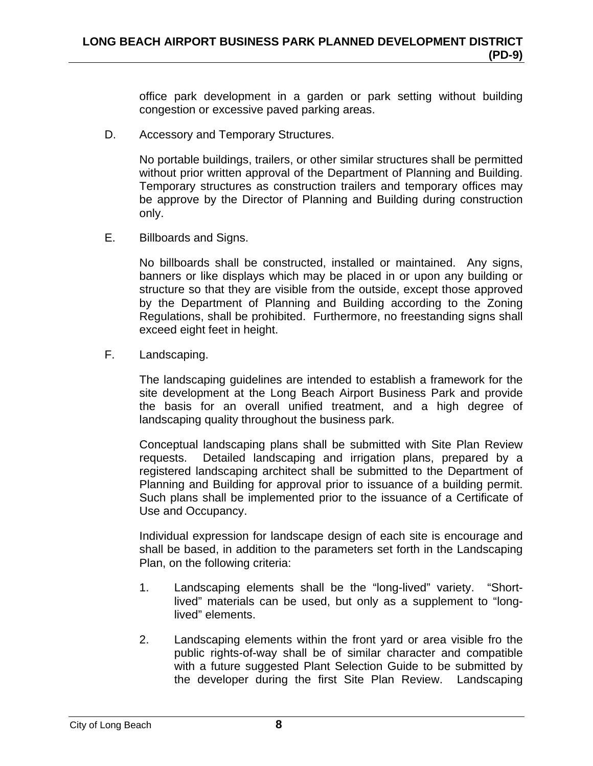office park development in a garden or park setting without building congestion or excessive paved parking areas.

D. Accessory and Temporary Structures.

No portable buildings, trailers, or other similar structures shall be permitted without prior written approval of the Department of Planning and Building. Temporary structures as construction trailers and temporary offices may be approve by the Director of Planning and Building during construction only.

E. Billboards and Signs.

No billboards shall be constructed, installed or maintained. Any signs, banners or like displays which may be placed in or upon any building or structure so that they are visible from the outside, except those approved by the Department of Planning and Building according to the Zoning Regulations, shall be prohibited. Furthermore, no freestanding signs shall exceed eight feet in height.

F. Landscaping.

The landscaping guidelines are intended to establish a framework for the site development at the Long Beach Airport Business Park and provide the basis for an overall unified treatment, and a high degree of landscaping quality throughout the business park.

Conceptual landscaping plans shall be submitted with Site Plan Review requests. Detailed landscaping and irrigation plans, prepared by a registered landscaping architect shall be submitted to the Department of Planning and Building for approval prior to issuance of a building permit. Such plans shall be implemented prior to the issuance of a Certificate of Use and Occupancy.

Individual expression for landscape design of each site is encourage and shall be based, in addition to the parameters set forth in the Landscaping Plan, on the following criteria:

1. Landscaping elements shall be the "long-lived" variety. "Short-lived" materials can be used, but only as a supplement to "long-lived" elements.

2. Landscaping elements within the front yard or area visible fro the public rights-of-way shall be of similar character and compatible with a future suggested Plant Selection Guide to be submitted by the developer during the first Site Plan Review. Landscaping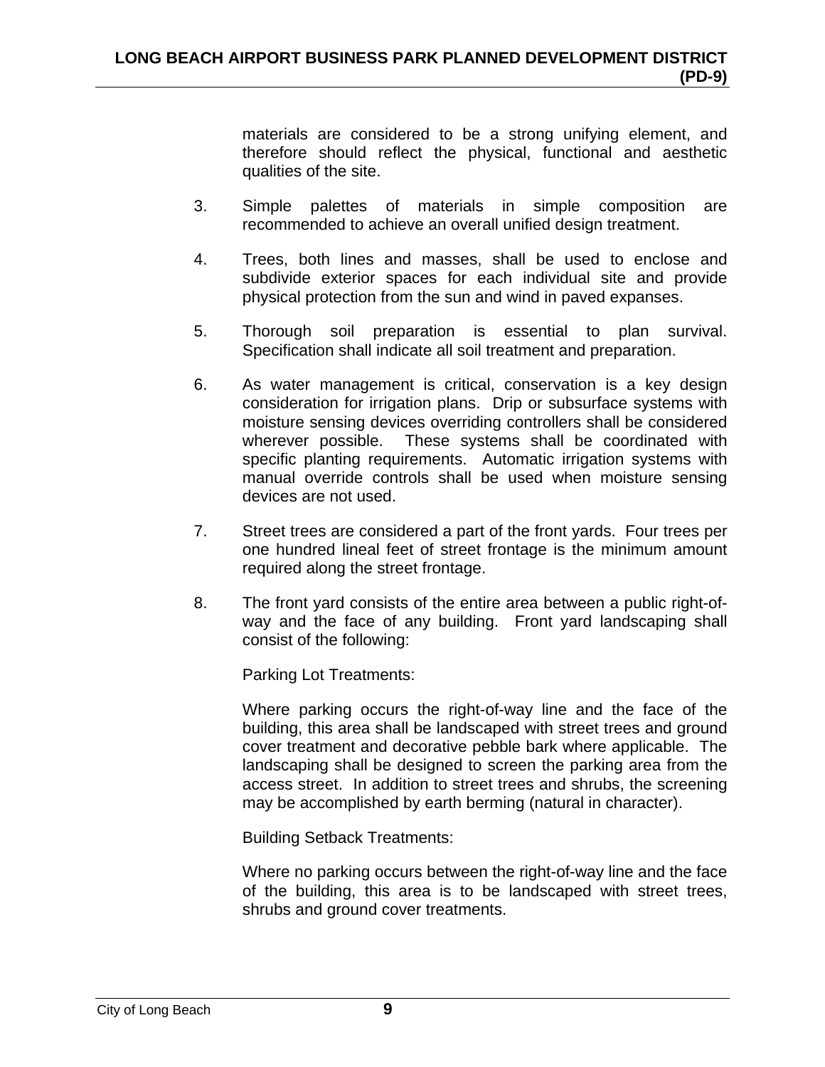materials are considered to be a strong unifying element, and therefore should reflect the physical, functional and aesthetic qualities of the site.

3. Simple palettes of materials in simple composition are recommended to achieve an overall unified design treatment.

4. Trees, both lines and masses, shall be used to enclose and subdivide exterior spaces for each individual site and provide physical protection from the sun and wind in paved expanses.

5. Thorough soil preparation is essential to plan survival. Specification shall indicate all soil treatment and preparation.

6. As water management is critical, conservation is a key design consideration for irrigation plans. Drip or subsurface systems with moisture sensing devices overriding controllers shall be considered wherever possible. These systems shall be coordinated with specific planting requirements. Automatic irrigation systems with manual override controls shall be used when moisture sensing devices are not used.

7. Street trees are considered a part of the front yards. Four trees per one hundred lineal feet of street frontage is the minimum amount required along the street frontage.

8. The front yard consists of the entire area between a public right-of-way and the face of any building. Front yard landscaping shall consist of the following:

   Parking Lot Treatments:

   Where parking occurs the right-of-way line and the face of the building, this area shall be landscaped with street trees and ground cover treatment and decorative pebble bark where applicable. The landscaping shall be designed to screen the parking area from the access street. In addition to street trees and shrubs, the screening may be accomplished by earth berming (natural in character).

   Building Setback Treatments:

   Where no parking occurs between the right-of-way line and the face of the building, this area is to be landscaped with street trees, shrubs and ground cover treatments.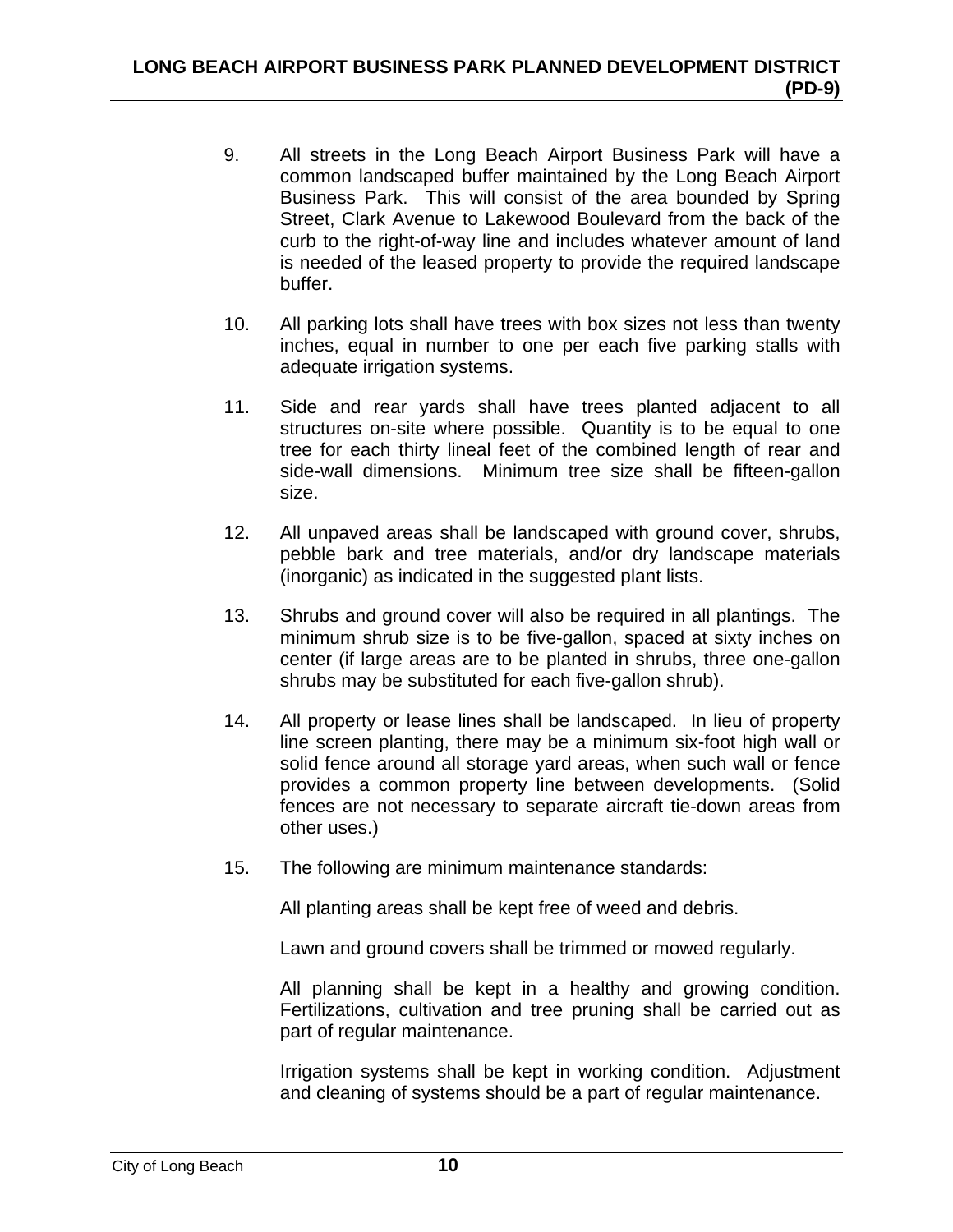9. All streets in the Long Beach Airport Business Park will have a common landscaped buffer maintained by the Long Beach Airport Business Park. This will consist of the area bounded by Spring Street, Clark Avenue to Lakewood Boulevard from the back of the curb to the right-of-way line and includes whatever amount of land is needed of the leased property to provide the required landscape buffer.

10. All parking lots shall have trees with box sizes not less than twenty inches, equal in number to one per each five parking stalls with adequate irrigation systems.

11. Side and rear yards shall have trees planted adjacent to all structures on-site where possible. Quantity is to be equal to one tree for each thirty lineal feet of the combined length of rear and side-wall dimensions. Minimum tree size shall be fifteen-gallon size.

12. All unpaved areas shall be landscaped with ground cover, shrubs, pebble bark and tree materials, and/or dry landscape materials (inorganic) as indicated in the suggested plant lists.

13. Shrubs and ground cover will also be required in all plantings. The minimum shrub size is to be five-gallon, spaced at sixty inches on center (if large areas are to be planted in shrubs, three one-gallon shrubs may be substituted for each five-gallon shrub).

14. All property or lease lines shall be landscaped. In lieu of property line screen planting, there may be a minimum six-foot high wall or solid fence around all storage yard areas, when such wall or fence provides a common property line between developments. (Solid fences are not necessary to separate aircraft tie-down areas from other uses.)

15. The following are minimum maintenance standards:

    All planting areas shall be kept free of weed and debris.

    Lawn and ground covers shall be trimmed or mowed regularly.

    All planning shall be kept in a healthy and growing condition. Fertilizations, cultivation and tree pruning shall be carried out as part of regular maintenance.

    Irrigation systems shall be kept in working condition. Adjustment and cleaning of systems should be a part of regular maintenance.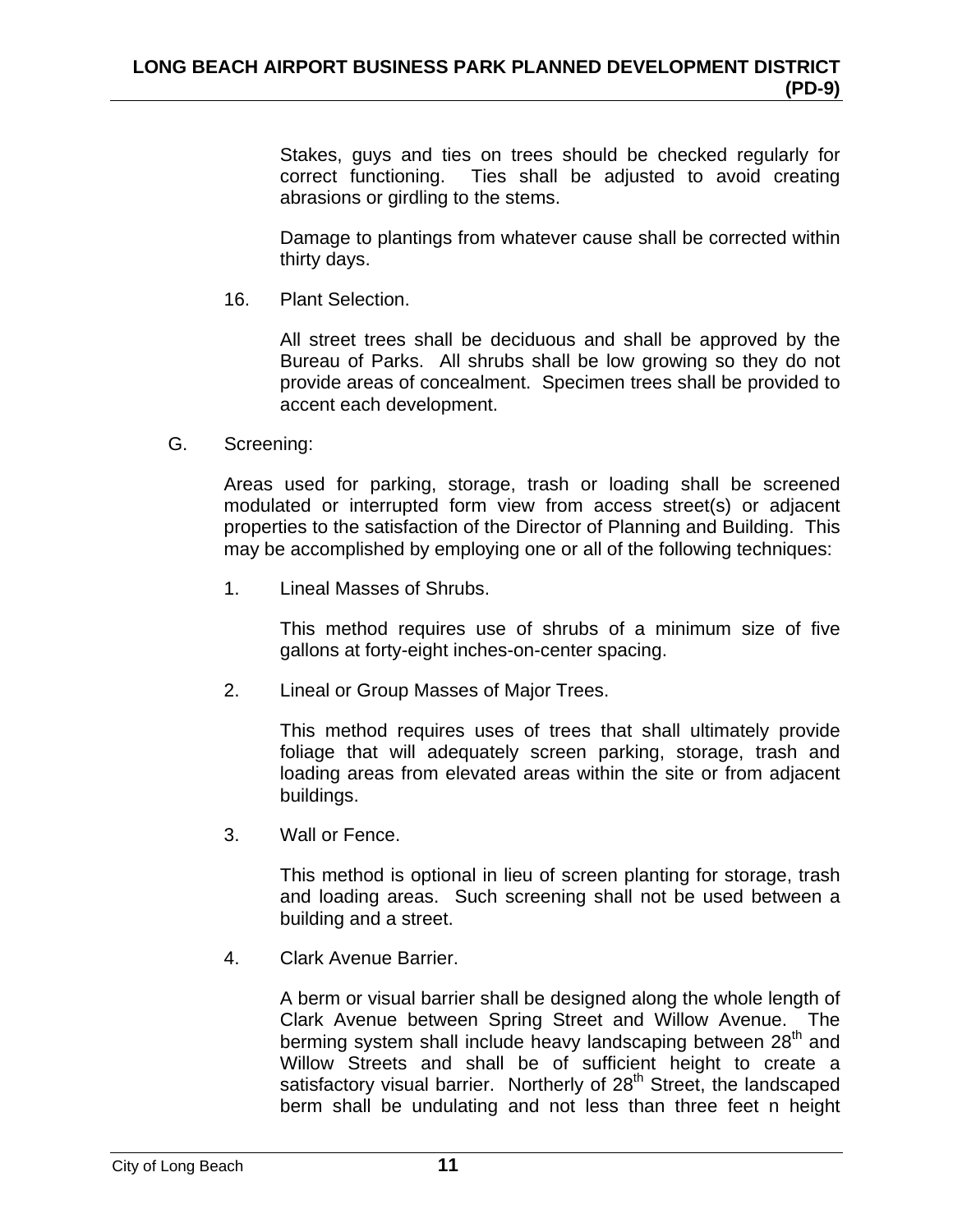Stakes, guys and ties on trees should be checked regularly for correct functioning. Ties shall be adjusted to avoid creating abrasions or girdling to the stems.

Damage to plantings from whatever cause shall be corrected within thirty days.

16. Plant Selection.

    All street trees shall be deciduous and shall be approved by the Bureau of Parks. All shrubs shall be low growing so they do not provide areas of concealment. Specimen trees shall be provided to accent each development.

G. Screening:

Areas used for parking, storage, trash or loading shall be screened modulated or interrupted form view from access street(s) or adjacent properties to the satisfaction of the Director of Planning and Building. This may be accomplished by employing one or all of the following techniques:

1. Lineal Masses of Shrubs.

   This method requires use of shrubs of a minimum size of five gallons at forty-eight inches-on-center spacing.

2. Lineal or Group Masses of Major Trees.

   This method requires uses of trees that shall ultimately provide foliage that will adequately screen parking, storage, trash and loading areas from elevated areas within the site or from adjacent buildings.

3. Wall or Fence.

   This method is optional in lieu of screen planting for storage, trash and loading areas. Such screening shall not be used between a building and a street.

4. Clark Avenue Barrier.

   A berm or visual barrier shall be designed along the whole length of Clark Avenue between Spring Street and Willow Avenue. The berming system shall include heavy landscaping between 28th and Willow Streets and shall be of sufficient height to create a satisfactory visual barrier. Northerly of 28th Street, the landscaped berm shall be undulating and not less than three feet n height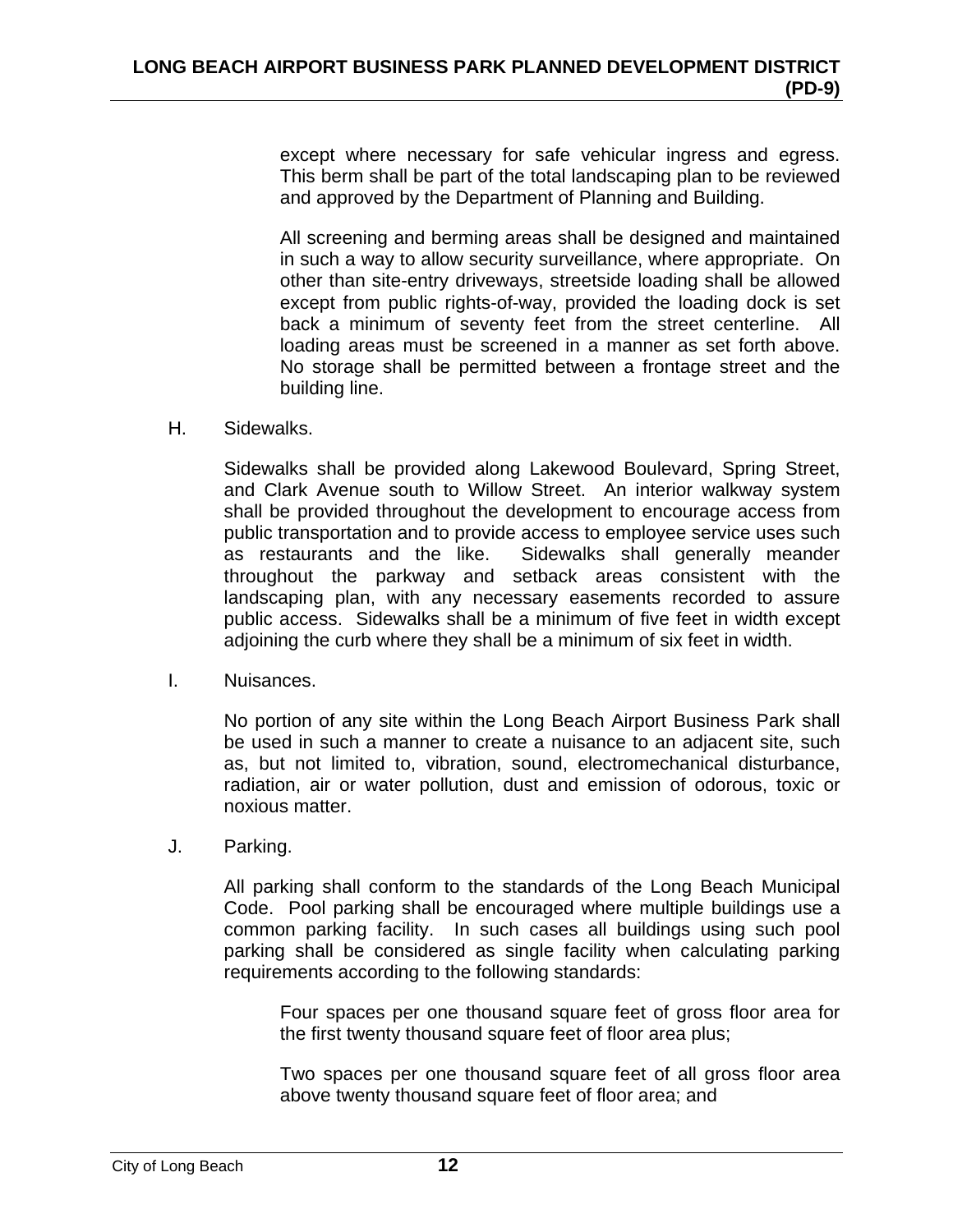except where necessary for safe vehicular ingress and egress. This berm shall be part of the total landscaping plan to be reviewed and approved by the Department of Planning and Building.

All screening and berming areas shall be designed and maintained in such a way to allow security surveillance, where appropriate. On other than site-entry driveways, streetside loading shall be allowed except from public rights-of-way, provided the loading dock is set back a minimum of seventy feet from the street centerline. All loading areas must be screened in a manner as set forth above. No storage shall be permitted between a frontage street and the building line.

H. Sidewalks.

Sidewalks shall be provided along Lakewood Boulevard, Spring Street, and Clark Avenue south to Willow Street. An interior walkway system shall be provided throughout the development to encourage access from public transportation and to provide access to employee service uses such as restaurants and the like. Sidewalks shall generally meander throughout the parkway and setback areas consistent with the landscaping plan, with any necessary easements recorded to assure public access. Sidewalks shall be a minimum of five feet in width except adjoining the curb where they shall be a minimum of six feet in width.

I. Nuisances.

No portion of any site within the Long Beach Airport Business Park shall be used in such a manner to create a nuisance to an adjacent site, such as, but not limited to, vibration, sound, electromechanical disturbance, radiation, air or water pollution, dust and emission of odorous, toxic or noxious matter.

J. Parking.

All parking shall conform to the standards of the Long Beach Municipal Code. Pool parking shall be encouraged where multiple buildings use a common parking facility. In such cases all buildings using such pool parking shall be considered as single facility when calculating parking requirements according to the following standards:

Four spaces per one thousand square feet of gross floor area for the first twenty thousand square feet of floor area plus;

Two spaces per one thousand square feet of all gross floor area above twenty thousand square feet of floor area; and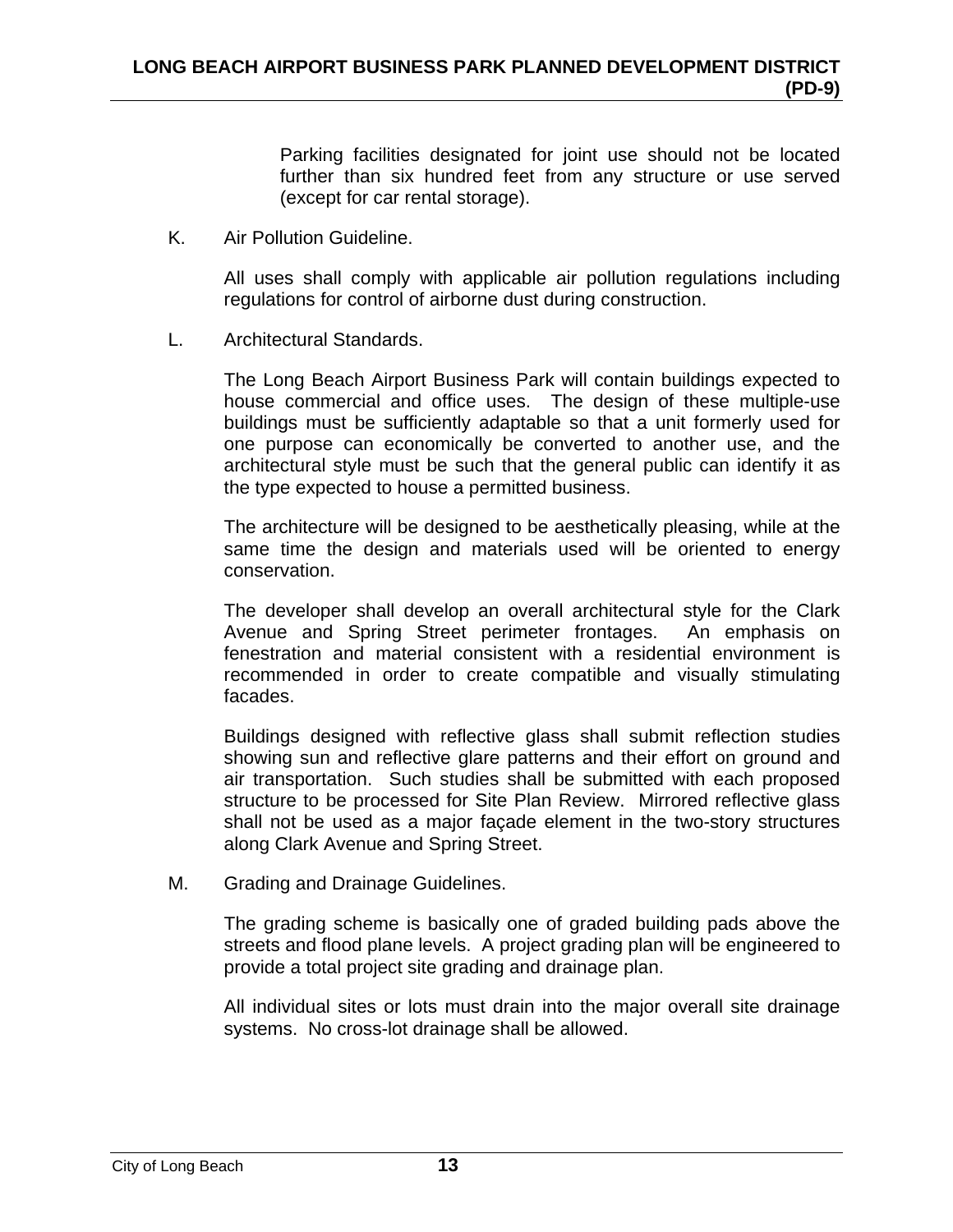Parking facilities designated for joint use should not be located further than six hundred feet from any structure or use served (except for car rental storage).

K. Air Pollution Guideline.

All uses shall comply with applicable air pollution regulations including regulations for control of airborne dust during construction.

L. Architectural Standards.

The Long Beach Airport Business Park will contain buildings expected to house commercial and office uses. The design of these multiple-use buildings must be sufficiently adaptable so that a unit formerly used for one purpose can economically be converted to another use, and the architectural style must be such that the general public can identify it as the type expected to house a permitted business.

The architecture will be designed to be aesthetically pleasing, while at the same time the design and materials used will be oriented to energy conservation.

The developer shall develop an overall architectural style for the Clark Avenue and Spring Street perimeter frontages. An emphasis on fenestration and material consistent with a residential environment is recommended in order to create compatible and visually stimulating facades.

Buildings designed with reflective glass shall submit reflection studies showing sun and reflective glare patterns and their effort on ground and air transportation. Such studies shall be submitted with each proposed structure to be processed for Site Plan Review. Mirrored reflective glass shall not be used as a major façade element in the two-story structures along Clark Avenue and Spring Street.

M. Grading and Drainage Guidelines.

The grading scheme is basically one of graded building pads above the streets and flood plane levels. A project grading plan will be engineered to provide a total project site grading and drainage plan.

All individual sites or lots must drain into the major overall site drainage systems. No cross-lot drainage shall be allowed.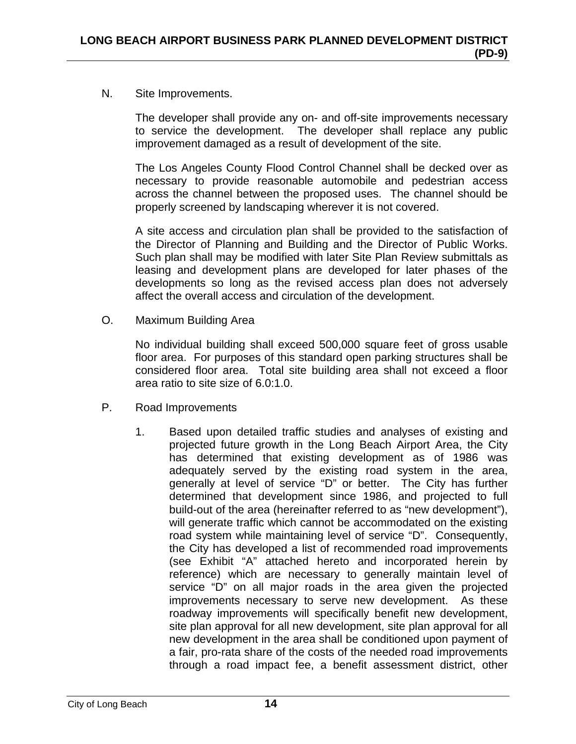N. Site Improvements.

The developer shall provide any on- and off-site improvements necessary to service the development. The developer shall replace any public improvement damaged as a result of development of the site.

The Los Angeles County Flood Control Channel shall be decked over as necessary to provide reasonable automobile and pedestrian access across the channel between the proposed uses. The channel should be properly screened by landscaping wherever it is not covered.

A site access and circulation plan shall be provided to the satisfaction of the Director of Planning and Building and the Director of Public Works. Such plan shall may be modified with later Site Plan Review submittals as leasing and development plans are developed for later phases of the developments so long as the revised access plan does not adversely affect the overall access and circulation of the development.

O. Maximum Building Area

No individual building shall exceed 500,000 square feet of gross usable floor area. For purposes of this standard open parking structures shall be considered floor area. Total site building area shall not exceed a floor area ratio to site size of 6.0:1.0.

P. Road Improvements

1. Based upon detailed traffic studies and analyses of existing and projected future growth in the Long Beach Airport Area, the City has determined that existing development as of 1986 was adequately served by the existing road system in the area, generally at level of service “D” or better. The City has further determined that development since 1986, and projected to full build-out of the area (hereinafter referred to as “new development”), will generate traffic which cannot be accommodated on the existing road system while maintaining level of service “D”. Consequently, the City has developed a list of recommended road improvements (see Exhibit “A” attached hereto and incorporated herein by reference) which are necessary to generally maintain level of service “D” on all major roads in the area given the projected improvements necessary to serve new development. As these roadway improvements will specifically benefit new development, site plan approval for all new development, site plan approval for all new development in the area shall be conditioned upon payment of a fair, pro-rata share of the costs of the needed road improvements through a road impact fee, a benefit assessment district, other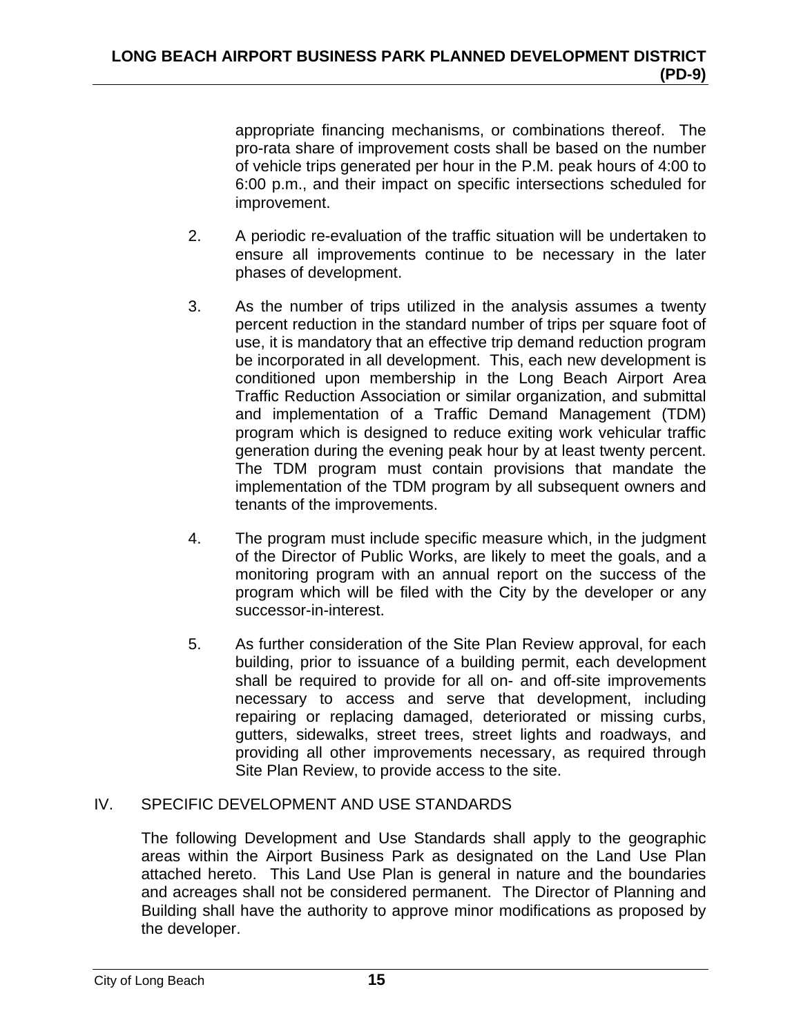appropriate financing mechanisms, or combinations thereof. The pro-rata share of improvement costs shall be based on the number of vehicle trips generated per hour in the P.M. peak hours of 4:00 to 6:00 p.m., and their impact on specific intersections scheduled for improvement.

2. A periodic re-evaluation of the traffic situation will be undertaken to ensure all improvements continue to be necessary in the later phases of development.

3. As the number of trips utilized in the analysis assumes a twenty percent reduction in the standard number of trips per square foot of use, it is mandatory that an effective trip demand reduction program be incorporated in all development. This, each new development is conditioned upon membership in the Long Beach Airport Area Traffic Reduction Association or similar organization, and submittal and implementation of a Traffic Demand Management (TDM) program which is designed to reduce exiting work vehicular traffic generation during the evening peak hour by at least twenty percent. The TDM program must contain provisions that mandate the implementation of the TDM program by all subsequent owners and tenants of the improvements.

4. The program must include specific measure which, in the judgment of the Director of Public Works, are likely to meet the goals, and a monitoring program with an annual report on the success of the program which will be filed with the City by the developer or any successor-in-interest.

5. As further consideration of the Site Plan Review approval, for each building, prior to issuance of a building permit, each development shall be required to provide for all on- and off-site improvements necessary to access and serve that development, including repairing or replacing damaged, deteriorated or missing curbs, gutters, sidewalks, street trees, street lights and roadways, and providing all other improvements necessary, as required through Site Plan Review, to provide access to the site.

## IV. SPECIFIC DEVELOPMENT AND USE STANDARDS

The following Development and Use Standards shall apply to the geographic areas within the Airport Business Park as designated on the Land Use Plan attached hereto. This Land Use Plan is general in nature and the boundaries and acreages shall not be considered permanent. The Director of Planning and Building shall have the authority to approve minor modifications as proposed by the developer.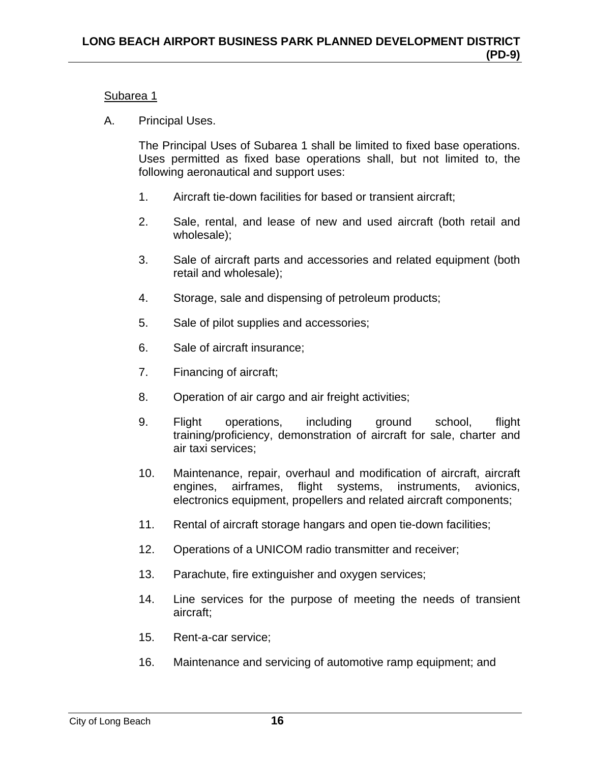Subarea 1

A. Principal Uses.

The Principal Uses of Subarea 1 shall be limited to fixed base operations. Uses permitted as fixed base operations shall, but not limited to, the following aeronautical and support uses:

1. Aircraft tie-down facilities for based or transient aircraft;

2. Sale, rental, and lease of new and used aircraft (both retail and wholesale);

3. Sale of aircraft parts and accessories and related equipment (both retail and wholesale);

4. Storage, sale and dispensing of petroleum products;

5. Sale of pilot supplies and accessories;

6. Sale of aircraft insurance;

7. Financing of aircraft;

8. Operation of air cargo and air freight activities;

9. Flight operations, including ground school, flight training/proficiency, demonstration of aircraft for sale, charter and air taxi services;

10. Maintenance, repair, overhaul and modification of aircraft, aircraft engines, airframes, flight systems, instruments, avionics, electronics equipment, propellers and related aircraft components;

11. Rental of aircraft storage hangars and open tie-down facilities;

12. Operations of a UNICOM radio transmitter and receiver;

13. Parachute, fire extinguisher and oxygen services;

14. Line services for the purpose of meeting the needs of transient aircraft;

15. Rent-a-car service;

16. Maintenance and servicing of automotive ramp equipment; and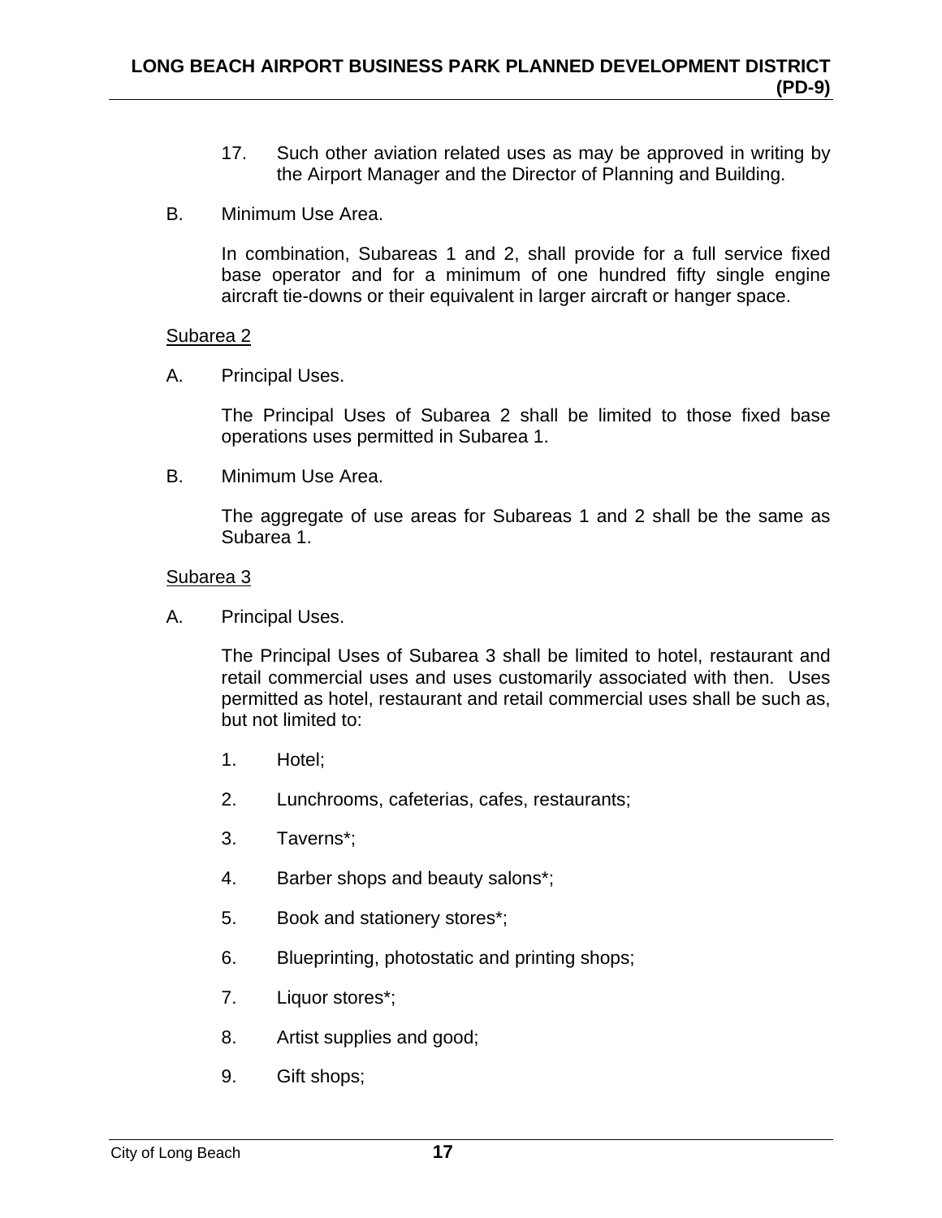17. Such other aviation related uses as may be approved in writing by the Airport Manager and the Director of Planning and Building.

B. Minimum Use Area.

In combination, Subareas 1 and 2, shall provide for a full service fixed base operator and for a minimum of one hundred fifty single engine aircraft tie-downs or their equivalent in larger aircraft or hanger space.

<u>Subarea 2</u>

A. Principal Uses.

The Principal Uses of Subarea 2 shall be limited to those fixed base operations uses permitted in Subarea 1.

B. Minimum Use Area.

The aggregate of use areas for Subareas 1 and 2 shall be the same as Subarea 1.

<u>Subarea 3</u>

A. Principal Uses.

The Principal Uses of Subarea 3 shall be limited to hotel, restaurant and retail commercial uses and uses customarily associated with then. Uses permitted as hotel, restaurant and retail commercial uses shall be such as, but not limited to:

1. Hotel;
2. Lunchrooms, cafeterias, cafes, restaurants;
3. Taverns*;
4. Barber shops and beauty salons*;
5. Book and stationery stores*;
6. Blueprinting, photostatic and printing shops;
7. Liquor stores*;
8. Artist supplies and good;
9. Gift shops;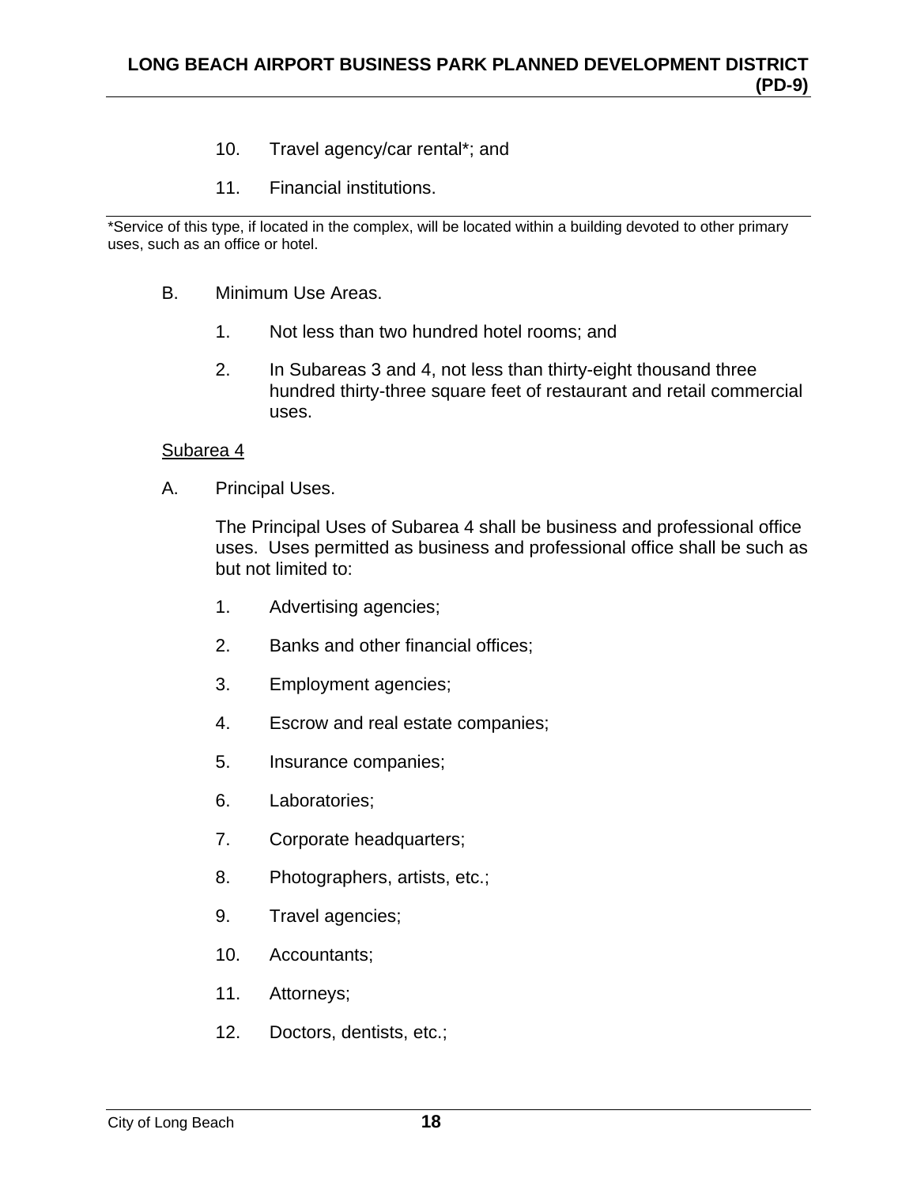10. Travel agency/car rental*; and

11. Financial institutions.

*Service of this type, if located in the complex, will be located within a building devoted to other primary uses, such as an office or hotel.

B. Minimum Use Areas.

1. Not less than two hundred hotel rooms; and

2. In Subareas 3 and 4, not less than thirty-eight thousand three hundred thirty-three square feet of restaurant and retail commercial uses.

<u>Subarea 4</u>

A. Principal Uses.

The Principal Uses of Subarea 4 shall be business and professional office uses. Uses permitted as business and professional office shall be such as but not limited to:

1. Advertising agencies;

2. Banks and other financial offices;

3. Employment agencies;

4. Escrow and real estate companies;

5. Insurance companies;

6. Laboratories;

7. Corporate headquarters;

8. Photographers, artists, etc.;

9. Travel agencies;

10. Accountants;

11. Attorneys;

12. Doctors, dentists, etc.;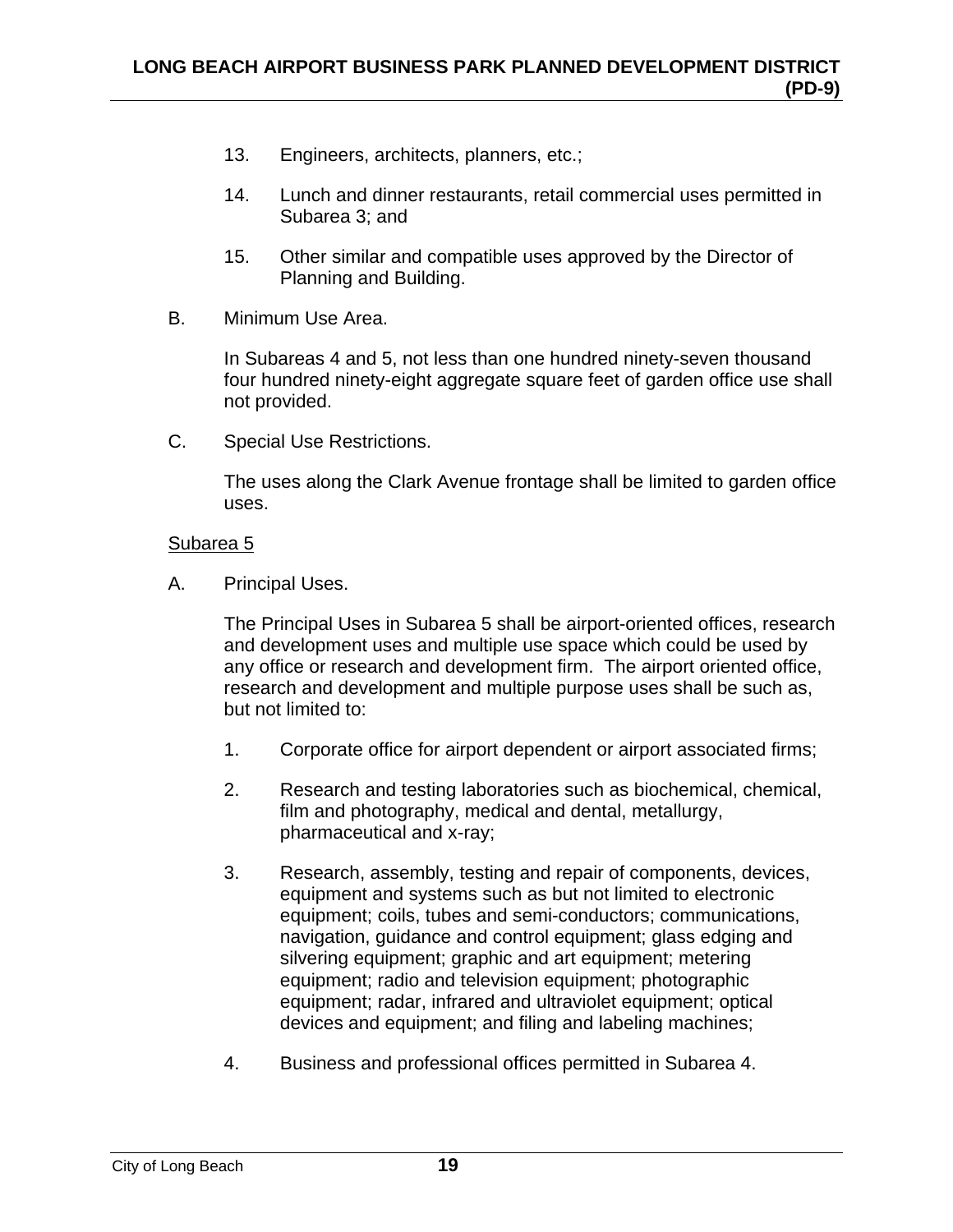13. Engineers, architects, planners, etc.;

14. Lunch and dinner restaurants, retail commercial uses permitted in Subarea 3; and

15. Other similar and compatible uses approved by the Director of Planning and Building.

B. Minimum Use Area.

In Subareas 4 and 5, not less than one hundred ninety-seven thousand four hundred ninety-eight aggregate square feet of garden office use shall not provided.

C. Special Use Restrictions.

The uses along the Clark Avenue frontage shall be limited to garden office uses.

<u>Subarea 5</u>

A. Principal Uses.

The Principal Uses in Subarea 5 shall be airport-oriented offices, research and development uses and multiple use space which could be used by any office or research and development firm. The airport oriented office, research and development and multiple purpose uses shall be such as, but not limited to:

1. Corporate office for airport dependent or airport associated firms;

2. Research and testing laboratories such as biochemical, chemical, film and photography, medical and dental, metallurgy, pharmaceutical and x-ray;

3. Research, assembly, testing and repair of components, devices, equipment and systems such as but not limited to electronic equipment; coils, tubes and semi-conductors; communications, navigation, guidance and control equipment; glass edging and silvering equipment; graphic and art equipment; metering equipment; radio and television equipment; photographic equipment; radar, infrared and ultraviolet equipment; optical devices and equipment; and filing and labeling machines;

4. Business and professional offices permitted in Subarea 4.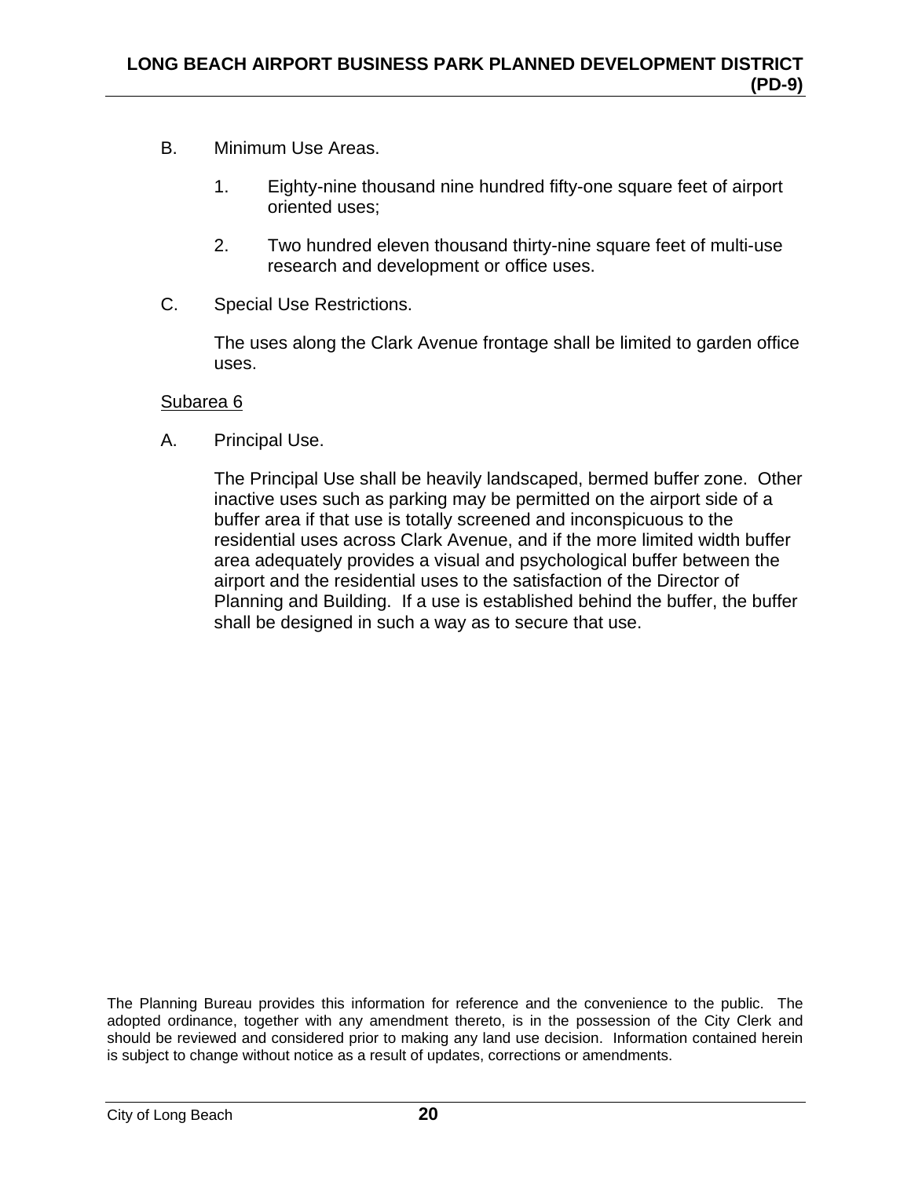B. Minimum Use Areas.

1. Eighty-nine thousand nine hundred fifty-one square feet of airport oriented uses;

2. Two hundred eleven thousand thirty-nine square feet of multi-use research and development or office uses.

C. Special Use Restrictions.

The uses along the Clark Avenue frontage shall be limited to garden office uses.

Subarea 6

A. Principal Use.

The Principal Use shall be heavily landscaped, bermed buffer zone. Other inactive uses such as parking may be permitted on the airport side of a buffer area if that use is totally screened and inconspicuous to the residential uses across Clark Avenue, and if the more limited width buffer area adequately provides a visual and psychological buffer between the airport and the residential uses to the satisfaction of the Director of Planning and Building. If a use is established behind the buffer, the buffer shall be designed in such a way as to secure that use.

The Planning Bureau provides this information for reference and the convenience to the public. The adopted ordinance, together with any amendment thereto, is in the possession of the City Clerk and should be reviewed and considered prior to making any land use decision. Information contained herein is subject to change without notice as a result of updates, corrections or amendments.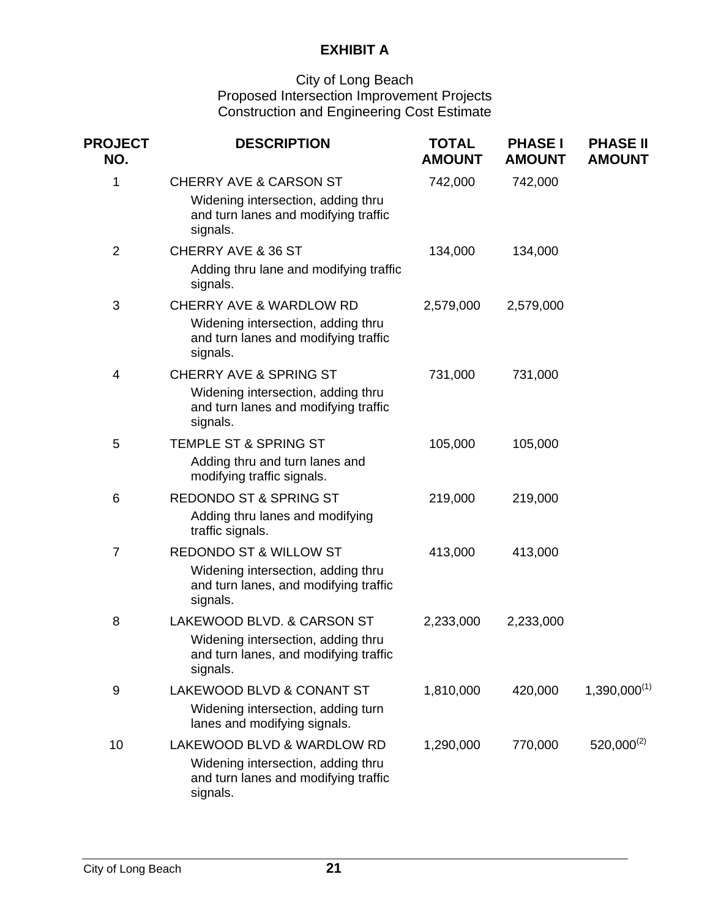**EXHIBIT A**

City of Long Beach
Proposed Intersection Improvement Projects
Construction and Engineering Cost Estimate

| PROJECT NO. | DESCRIPTION | TOTAL AMOUNT | PHASE I AMOUNT | PHASE II AMOUNT |
|---|---|---|---|---|
| 1 | CHERRY AVE & CARSON ST<br>Widening intersection, adding thru and turn lanes and modifying traffic signals. | 742,000 | 742,000 | |
| 2 | CHERRY AVE & 36 ST<br>Adding thru lane and modifying traffic signals. | 134,000 | 134,000 | |
| 3 | CHERRY AVE & WARDLOW RD<br>Widening intersection, adding thru and turn lanes and modifying traffic signals. | 2,579,000 | 2,579,000 | |
| 4 | CHERRY AVE & SPRING ST<br>Widening intersection, adding thru and turn lanes and modifying traffic signals. | 731,000 | 731,000 | |
| 5 | TEMPLE ST & SPRING ST<br>Adding thru and turn lanes and modifying traffic signals. | 105,000 | 105,000 | |
| 6 | REDONDO ST & SPRING ST<br>Adding thru lanes and modifying traffic signals. | 219,000 | 219,000 | |
| 7 | REDONDO ST & WILLOW ST<br>Widening intersection, adding thru and turn lanes, and modifying traffic signals. | 413,000 | 413,000 | |
| 8 | LAKEWOOD BLVD. & CARSON ST<br>Widening intersection, adding thru and turn lanes, and modifying traffic signals. | 2,233,000 | 2,233,000 | |
| 9 | LAKEWOOD BLVD & CONANT ST<br>Widening intersection, adding turn lanes and modifying signals. | 1,810,000 | 420,000 | 1,390,000(1) |
| 10 | LAKEWOOD BLVD & WARDLOW RD<br>Widening intersection, adding thru and turn lanes and modifying traffic signals. | 1,290,000 | 770,000 | 520,000(2) |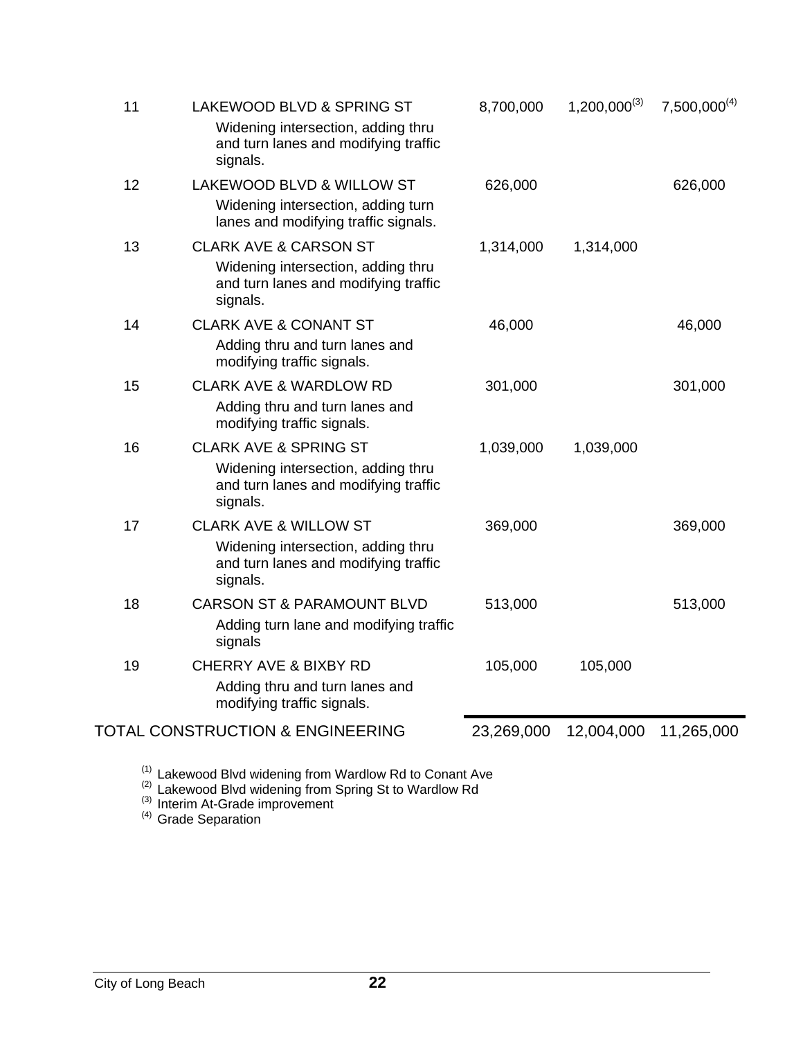| | | | | |
|---|---|---|---|---|
| 11 | LAKEWOOD BLVD & SPRING ST<br>Widening intersection, adding thru and turn lanes and modifying traffic signals. | 8,700,000 | 1,200,000[(3)] | 7,500,000[(4)] |
| 12 | LAKEWOOD BLVD & WILLOW ST<br>Widening intersection, adding turn lanes and modifying traffic signals. | 626,000 | | 626,000 |
| 13 | CLARK AVE & CARSON ST<br>Widening intersection, adding thru and turn lanes and modifying traffic signals. | 1,314,000 | 1,314,000 | |
| 14 | CLARK AVE & CONANT ST<br>Adding thru and turn lanes and modifying traffic signals. | 46,000 | | 46,000 |
| 15 | CLARK AVE & WARDLOW RD<br>Adding thru and turn lanes and modifying traffic signals. | 301,000 | | 301,000 |
| 16 | CLARK AVE & SPRING ST<br>Widening intersection, adding thru and turn lanes and modifying traffic signals. | 1,039,000 | 1,039,000 | |
| 17 | CLARK AVE & WILLOW ST<br>Widening intersection, adding thru and turn lanes and modifying traffic signals. | 369,000 | | 369,000 |
| 18 | CARSON ST & PARAMOUNT BLVD<br>Adding turn lane and modifying traffic signals | 513,000 | | 513,000 |
| 19 | CHERRY AVE & BIXBY RD<br>Adding thru and turn lanes and modifying traffic signals. | 105,000 | 105,000 | |
| TOTAL CONSTRUCTION & ENGINEERING | | 23,269,000 | 12,004,000 | 11,265,000 |

(1) Lakewood Blvd widening from Wardlow Rd to Conant Ave
(2) Lakewood Blvd widening from Spring St to Wardlow Rd
(3) Interim At-Grade improvement
(4) Grade Separation